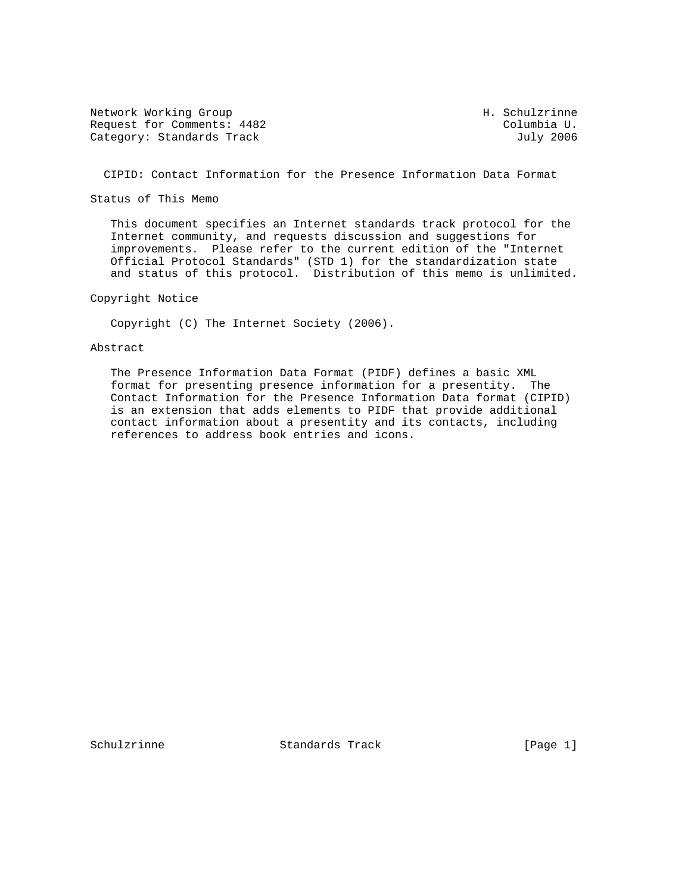Network Working Group H. Schulzrinne
Request for Comments: 4482 Columbia U.
Category: Standards Track July 2006

# CIPID: Contact Information for the Presence Information Data Format

## Status of This Memo

This document specifies an Internet standards track protocol for the Internet community, and requests discussion and suggestions for improvements. Please refer to the current edition of the "Internet Official Protocol Standards" (STD 1) for the standardization state and status of this protocol. Distribution of this memo is unlimited.

## Copyright Notice

Copyright (C) The Internet Society (2006).

## Abstract

The Presence Information Data Format (PIDF) defines a basic XML format for presenting presence information for a presentity. The Contact Information for the Presence Information Data format (CIPID) is an extension that adds elements to PIDF that provide additional contact information about a presentity and its contacts, including references to address book entries and icons.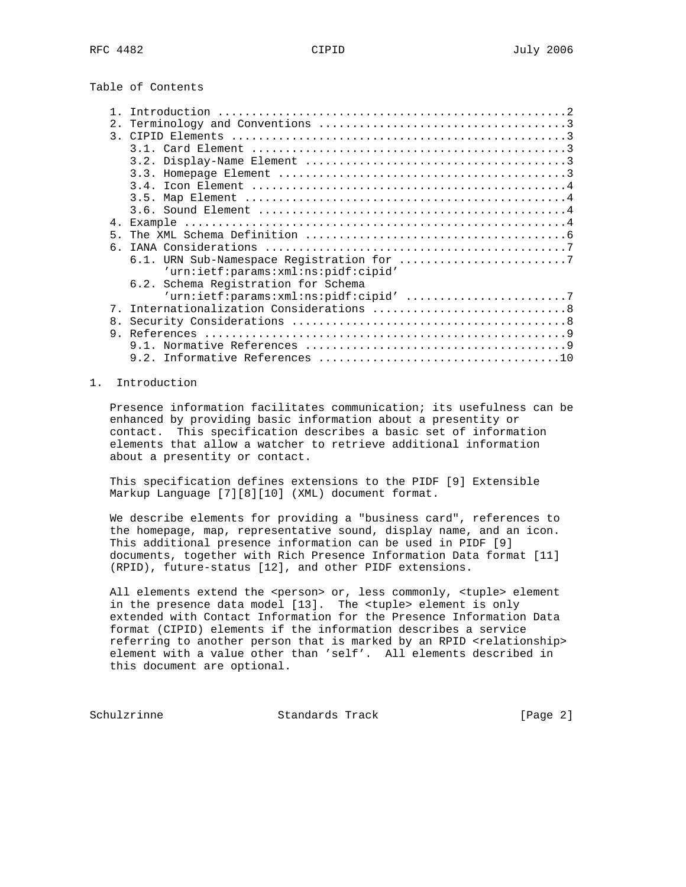Table of Contents

```
   1. Introduction ....................................................2
   2. Terminology and Conventions .....................................3
   3. CIPID Elements ..................................................3
      3.1. Card Element ...............................................3
      3.2. Display-Name Element .......................................3
      3.3. Homepage Element ...........................................3
      3.4. Icon Element ...............................................4
      3.5. Map Element ................................................4
      3.6. Sound Element ..............................................4
   4. Example .........................................................4
   5. The XML Schema Definition .......................................6
   6. IANA Considerations .............................................7
      6.1. URN Sub-Namespace Registration for .........................7
           'urn:ietf:params:xml:ns:pidf:cipid'
      6.2. Schema Registration for Schema
           'urn:ietf:params:xml:ns:pidf:cipid' ........................7
   7. Internationalization Considerations .............................8
   8. Security Considerations .........................................8
   9. References ......................................................9
      9.1. Normative References .......................................9
      9.2. Informative References ....................................10
```

## 1. Introduction

Presence information facilitates communication; its usefulness can be enhanced by providing basic information about a presentity or contact. This specification describes a basic set of information elements that allow a watcher to retrieve additional information about a presentity or contact.

This specification defines extensions to the PIDF [9] Extensible Markup Language [7][8][10] (XML) document format.

We describe elements for providing a "business card", references to the homepage, map, representative sound, display name, and an icon. This additional presence information can be used in PIDF [9] documents, together with Rich Presence Information Data format [11] (RPID), future-status [12], and other PIDF extensions.

All elements extend the <person> or, less commonly, <tuple> element in the presence data model [13]. The <tuple> element is only extended with Contact Information for the Presence Information Data format (CIPID) elements if the information describes a service referring to another person that is marked by an RPID <relationship> element with a value other than 'self'. All elements described in this document are optional.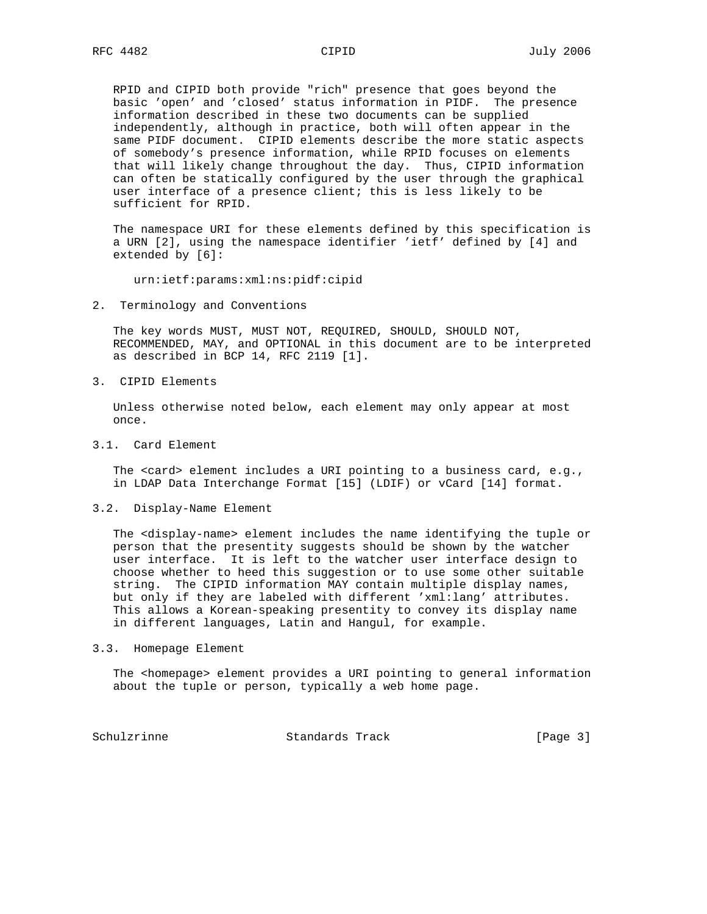RPID and CIPID both provide "rich" presence that goes beyond the basic 'open' and 'closed' status information in PIDF. The presence information described in these two documents can be supplied independently, although in practice, both will often appear in the same PIDF document. CIPID elements describe the more static aspects of somebody's presence information, while RPID focuses on elements that will likely change throughout the day. Thus, CIPID information can often be statically configured by the user through the graphical user interface of a presence client; this is less likely to be sufficient for RPID.

The namespace URI for these elements defined by this specification is a URN [2], using the namespace identifier 'ietf' defined by [4] and extended by [6]:

```
urn:ietf:params:xml:ns:pidf:cipid
```

## 2. Terminology and Conventions

The key words MUST, MUST NOT, REQUIRED, SHOULD, SHOULD NOT, RECOMMENDED, MAY, and OPTIONAL in this document are to be interpreted as described in BCP 14, RFC 2119 [1].

## 3. CIPID Elements

Unless otherwise noted below, each element may only appear at most once.

### 3.1. Card Element

The <card> element includes a URI pointing to a business card, e.g., in LDAP Data Interchange Format [15] (LDIF) or vCard [14] format.

### 3.2. Display-Name Element

The <display-name> element includes the name identifying the tuple or person that the presentity suggests should be shown by the watcher user interface. It is left to the watcher user interface design to choose whether to heed this suggestion or to use some other suitable string. The CIPID information MAY contain multiple display names, but only if they are labeled with different 'xml:lang' attributes. This allows a Korean-speaking presentity to convey its display name in different languages, Latin and Hangul, for example.

### 3.3. Homepage Element

The <homepage> element provides a URI pointing to general information about the tuple or person, typically a web home page.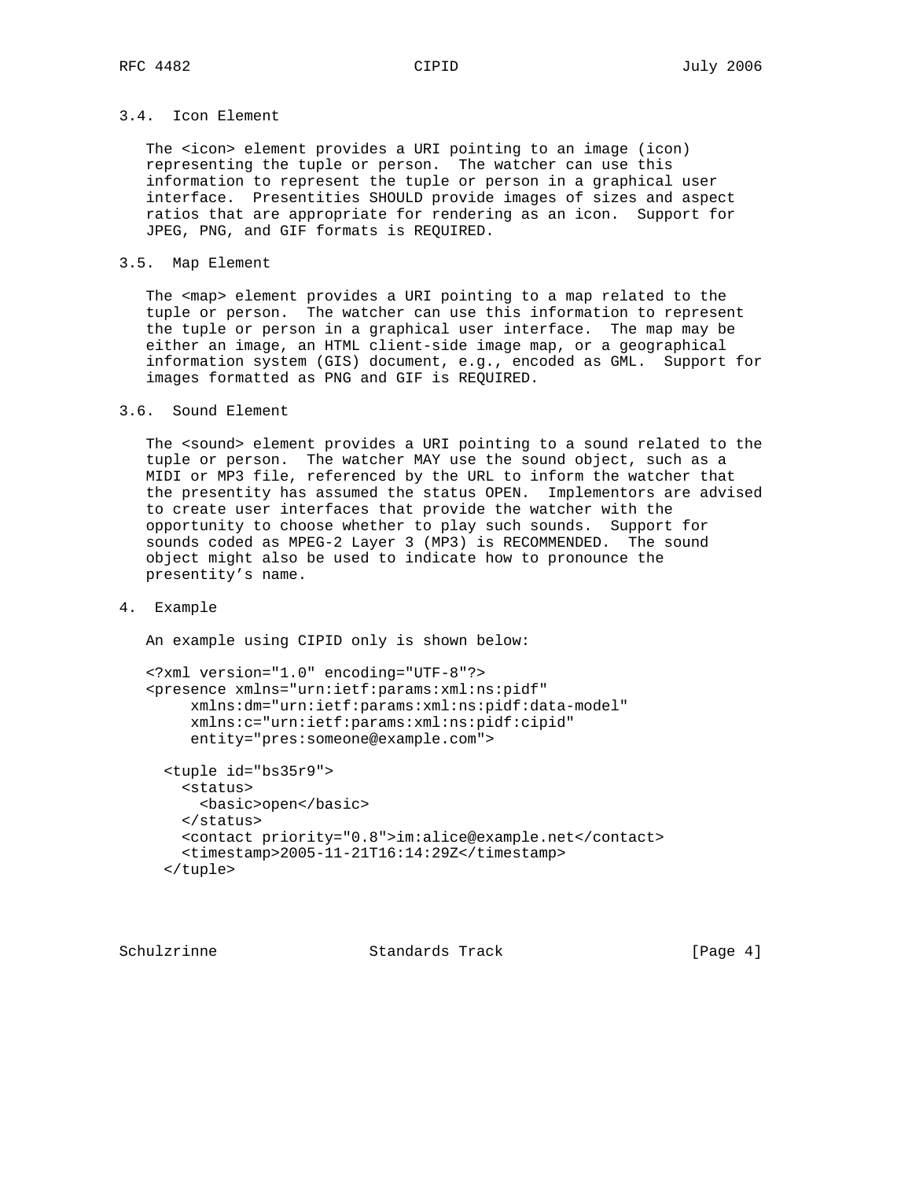### 3.4. Icon Element

The <icon> element provides a URI pointing to an image (icon) representing the tuple or person. The watcher can use this information to represent the tuple or person in a graphical user interface. Presentities SHOULD provide images of sizes and aspect ratios that are appropriate for rendering as an icon. Support for JPEG, PNG, and GIF formats is REQUIRED.

### 3.5. Map Element

The <map> element provides a URI pointing to a map related to the tuple or person. The watcher can use this information to represent the tuple or person in a graphical user interface. The map may be either an image, an HTML client-side image map, or a geographical information system (GIS) document, e.g., encoded as GML. Support for images formatted as PNG and GIF is REQUIRED.

### 3.6. Sound Element

The <sound> element provides a URI pointing to a sound related to the tuple or person. The watcher MAY use the sound object, such as a MIDI or MP3 file, referenced by the URL to inform the watcher that the presentity has assumed the status OPEN. Implementors are advised to create user interfaces that provide the watcher with the opportunity to choose whether to play such sounds. Support for sounds coded as MPEG-2 Layer 3 (MP3) is RECOMMENDED. The sound object might also be used to indicate how to pronounce the presentity’s name.

## 4. Example

An example using CIPID only is shown below:

```
<?xml version="1.0" encoding="UTF-8"?>
<presence xmlns="urn:ietf:params:xml:ns:pidf"
     xmlns:dm="urn:ietf:params:xml:ns:pidf:data-model"
     xmlns:c="urn:ietf:params:xml:ns:pidf:cipid"
     entity="pres:someone@example.com">

  <tuple id="bs35r9">
    <status>
      <basic>open</basic>
    </status>
    <contact priority="0.8">im:alice@example.net</contact>
    <timestamp>2005-11-21T16:14:29Z</timestamp>
  </tuple>
```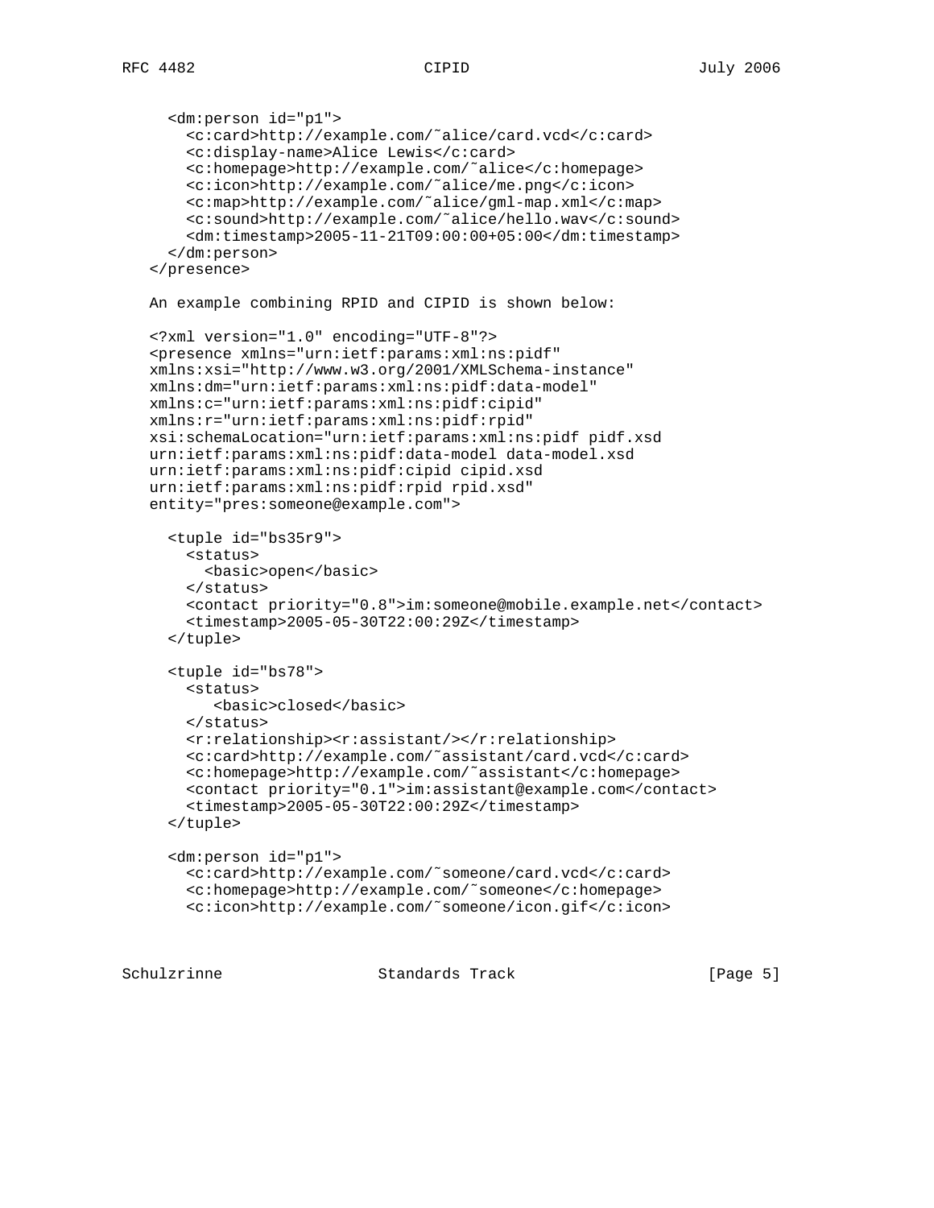```
  <dm:person id="p1">
    <c:card>http://example.com/˜alice/card.vcd</c:card>
    <c:display-name>Alice Lewis</c:card>
    <c:homepage>http://example.com/˜alice</c:homepage>
    <c:icon>http://example.com/˜alice/me.png</c:icon>
    <c:map>http://example.com/˜alice/gml-map.xml</c:map>
    <c:sound>http://example.com/˜alice/hello.wav</c:sound>
    <dm:timestamp>2005-11-21T09:00:00+05:00</dm:timestamp>
  </dm:person>
</presence>
```

An example combining RPID and CIPID is shown below:

```
<?xml version="1.0" encoding="UTF-8"?>
<presence xmlns="urn:ietf:params:xml:ns:pidf"
xmlns:xsi="http://www.w3.org/2001/XMLSchema-instance"
xmlns:dm="urn:ietf:params:xml:ns:pidf:data-model"
xmlns:c="urn:ietf:params:xml:ns:pidf:cipid"
xmlns:r="urn:ietf:params:xml:ns:pidf:rpid"
xsi:schemaLocation="urn:ietf:params:xml:ns:pidf pidf.xsd
urn:ietf:params:xml:ns:pidf:data-model data-model.xsd
urn:ietf:params:xml:ns:pidf:cipid cipid.xsd
urn:ietf:params:xml:ns:pidf:rpid rpid.xsd"
entity="pres:someone@example.com">

  <tuple id="bs35r9">
    <status>
      <basic>open</basic>
    </status>
    <contact priority="0.8">im:someone@mobile.example.net</contact>
    <timestamp>2005-05-30T22:00:29Z</timestamp>
  </tuple>

  <tuple id="bs78">
    <status>
       <basic>closed</basic>
    </status>
    <r:relationship><r:assistant/></r:relationship>
    <c:card>http://example.com/˜assistant/card.vcd</c:card>
    <c:homepage>http://example.com/˜assistant</c:homepage>
    <contact priority="0.1">im:assistant@example.com</contact>
    <timestamp>2005-05-30T22:00:29Z</timestamp>
  </tuple>

  <dm:person id="p1">
    <c:card>http://example.com/˜someone/card.vcd</c:card>
    <c:homepage>http://example.com/˜someone</c:homepage>
    <c:icon>http://example.com/˜someone/icon.gif</c:icon>
```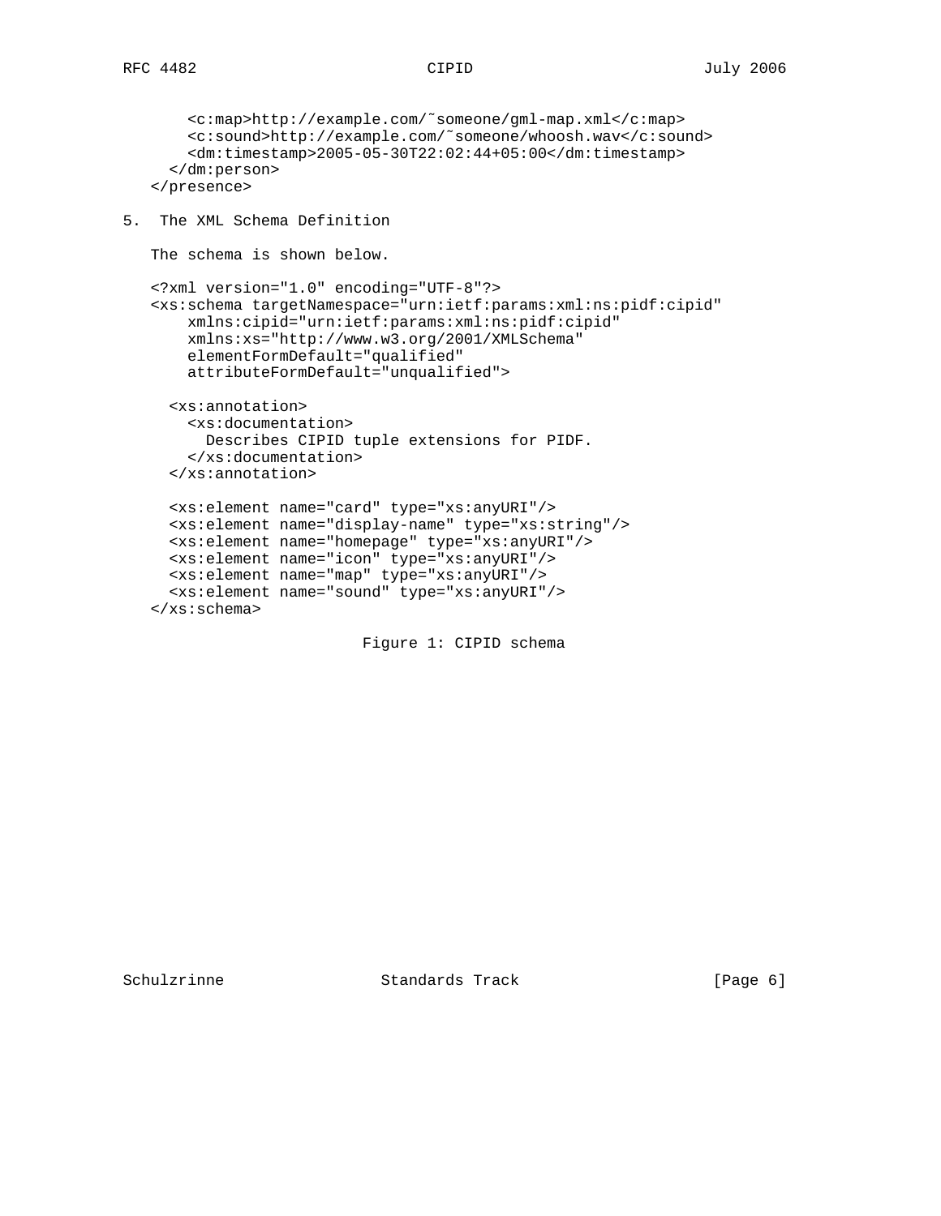```
      <c:map>http://example.com/~someone/gml-map.xml</c:map>
      <c:sound>http://example.com/~someone/whoosh.wav</c:sound>
      <dm:timestamp>2005-05-30T22:02:44+05:00</dm:timestamp>
    </dm:person>
  </presence>
```

## 5. The XML Schema Definition

The schema is shown below.

```
<?xml version="1.0" encoding="UTF-8"?>
<xs:schema targetNamespace="urn:ietf:params:xml:ns:pidf:cipid"
    xmlns:cipid="urn:ietf:params:xml:ns:pidf:cipid"
    xmlns:xs="http://www.w3.org/2001/XMLSchema"
    elementFormDefault="qualified"
    attributeFormDefault="unqualified">

  <xs:annotation>
    <xs:documentation>
      Describes CIPID tuple extensions for PIDF.
    </xs:documentation>
  </xs:annotation>

  <xs:element name="card" type="xs:anyURI"/>
  <xs:element name="display-name" type="xs:string"/>
  <xs:element name="homepage" type="xs:anyURI"/>
  <xs:element name="icon" type="xs:anyURI"/>
  <xs:element name="map" type="xs:anyURI"/>
  <xs:element name="sound" type="xs:anyURI"/>
</xs:schema>
```

Figure 1: CIPID schema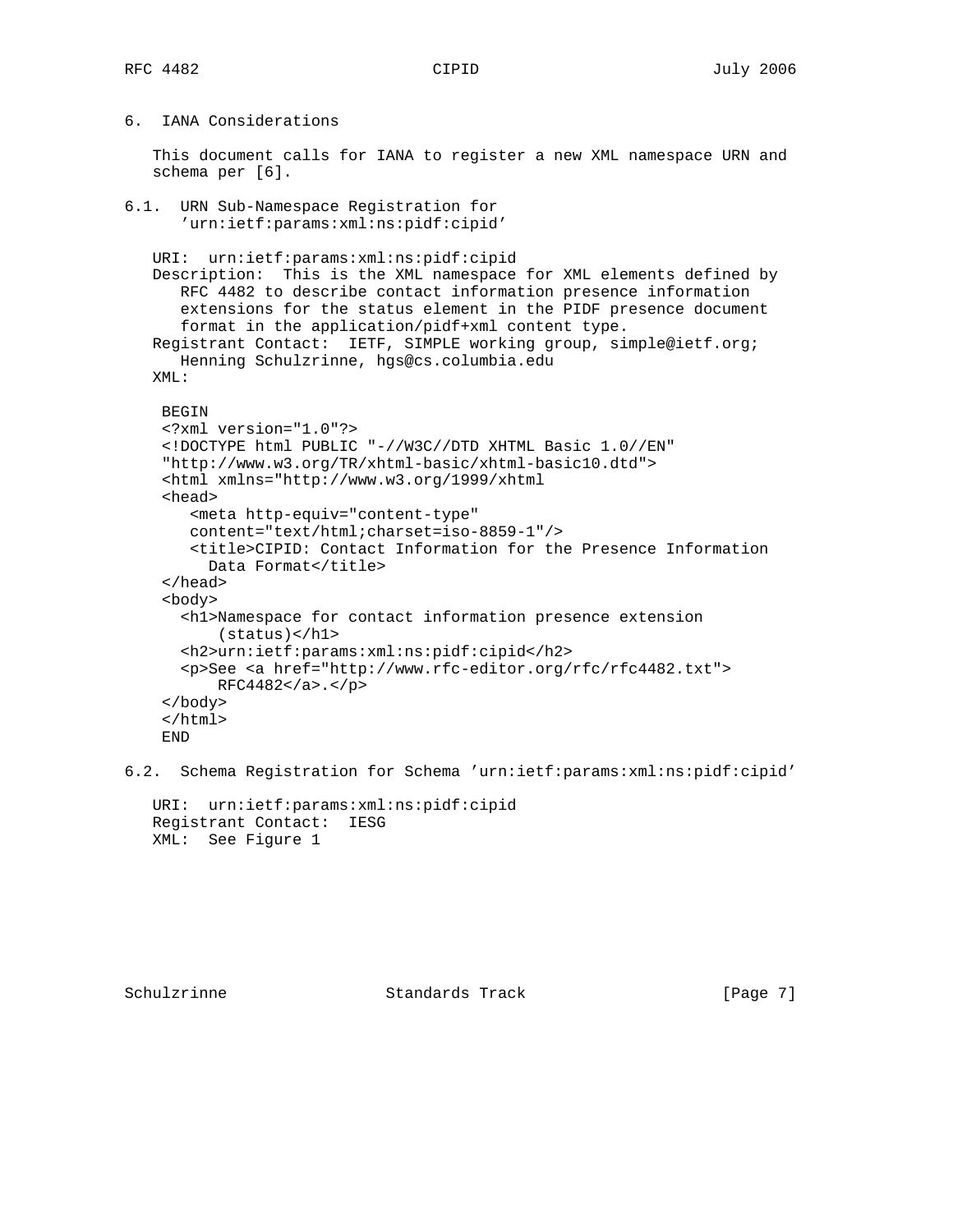## 6. IANA Considerations

This document calls for IANA to register a new XML namespace URN and schema per [6].

### 6.1. URN Sub-Namespace Registration for 'urn:ietf:params:xml:ns:pidf:cipid'

URI: urn:ietf:params:xml:ns:pidf:cipid

Description: This is the XML namespace for XML elements defined by RFC 4482 to describe contact information presence information extensions for the status element in the PIDF presence document format in the application/pidf+xml content type.

Registrant Contact: IETF, SIMPLE working group, simple@ietf.org; Henning Schulzrinne, hgs@cs.columbia.edu

XML:

```
BEGIN
<?xml version="1.0"?>
<!DOCTYPE html PUBLIC "-//W3C//DTD XHTML Basic 1.0//EN"
"http://www.w3.org/TR/xhtml-basic/xhtml-basic10.dtd">
<html xmlns="http://www.w3.org/1999/xhtml
<head>
   <meta http-equiv="content-type"
   content="text/html;charset=iso-8859-1"/>
   <title>CIPID: Contact Information for the Presence Information
     Data Format</title>
</head>
<body>
  <h1>Namespace for contact information presence extension
       (status)</h1>
  <h2>urn:ietf:params:xml:ns:pidf:cipid</h2>
  <p>See <a href="http://www.rfc-editor.org/rfc/rfc4482.txt">
       RFC4482</a>.</p>
</body>
</html>
END
```

### 6.2. Schema Registration for Schema 'urn:ietf:params:xml:ns:pidf:cipid'

URI: urn:ietf:params:xml:ns:pidf:cipid

Registrant Contact: IESG

XML: See Figure 1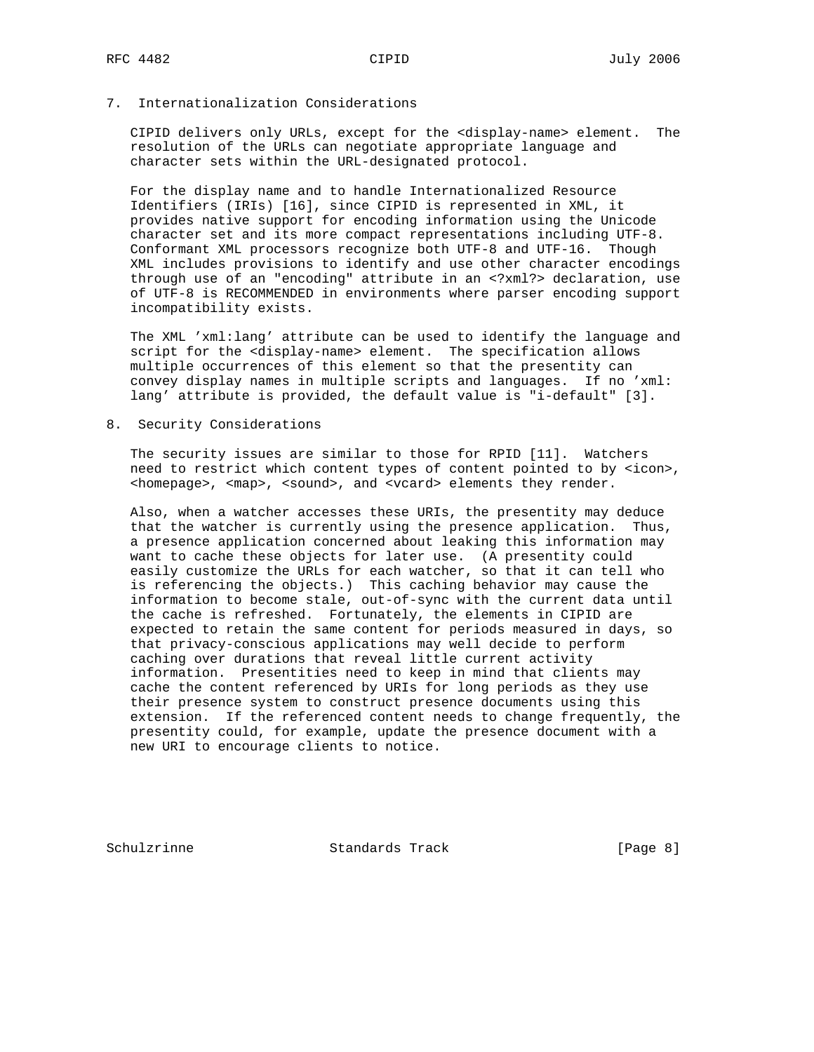## 7. Internationalization Considerations

CIPID delivers only URLs, except for the <display-name> element. The resolution of the URLs can negotiate appropriate language and character sets within the URL-designated protocol.

For the display name and to handle Internationalized Resource Identifiers (IRIs) [16], since CIPID is represented in XML, it provides native support for encoding information using the Unicode character set and its more compact representations including UTF-8. Conformant XML processors recognize both UTF-8 and UTF-16. Though XML includes provisions to identify and use other character encodings through use of an "encoding" attribute in an <?xml?> declaration, use of UTF-8 is RECOMMENDED in environments where parser encoding support incompatibility exists.

The XML 'xml:lang' attribute can be used to identify the language and script for the <display-name> element. The specification allows multiple occurrences of this element so that the presentity can convey display names in multiple scripts and languages. If no 'xml:lang' attribute is provided, the default value is "i-default" [3].

## 8. Security Considerations

The security issues are similar to those for RPID [11]. Watchers need to restrict which content types of content pointed to by <icon>, <homepage>, <map>, <sound>, and <vcard> elements they render.

Also, when a watcher accesses these URIs, the presentity may deduce that the watcher is currently using the presence application. Thus, a presence application concerned about leaking this information may want to cache these objects for later use. (A presentity could easily customize the URLs for each watcher, so that it can tell who is referencing the objects.) This caching behavior may cause the information to become stale, out-of-sync with the current data until the cache is refreshed. Fortunately, the elements in CIPID are expected to retain the same content for periods measured in days, so that privacy-conscious applications may well decide to perform caching over durations that reveal little current activity information. Presentities need to keep in mind that clients may cache the content referenced by URIs for long periods as they use their presence system to construct presence documents using this extension. If the referenced content needs to change frequently, the presentity could, for example, update the presence document with a new URI to encourage clients to notice.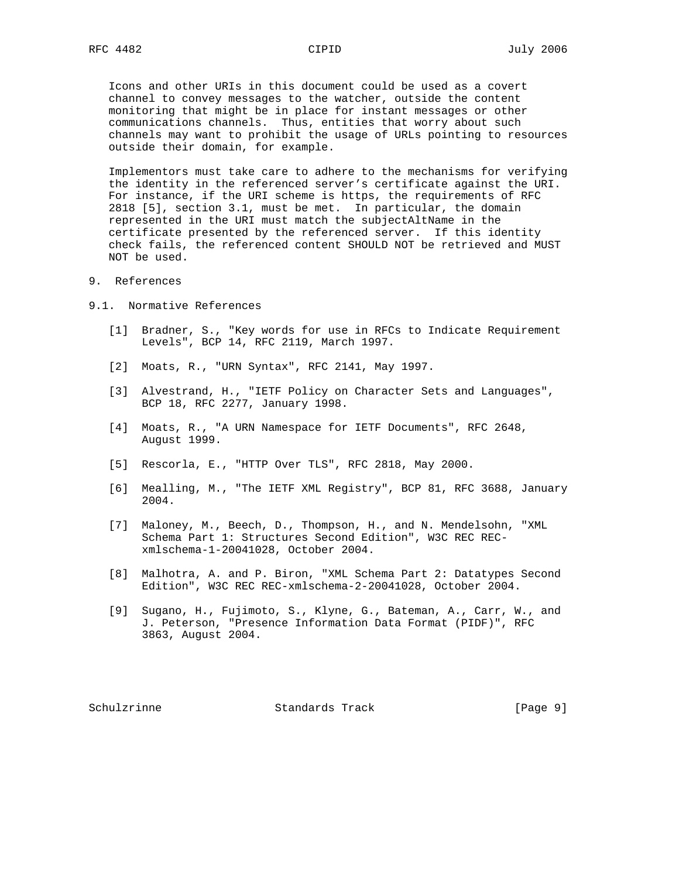Icons and other URIs in this document could be used as a covert channel to convey messages to the watcher, outside the content monitoring that might be in place for instant messages or other communications channels. Thus, entities that worry about such channels may want to prohibit the usage of URLs pointing to resources outside their domain, for example.

Implementors must take care to adhere to the mechanisms for verifying the identity in the referenced server's certificate against the URI. For instance, if the URI scheme is https, the requirements of RFC 2818 [5], section 3.1, must be met. In particular, the domain represented in the URI must match the subjectAltName in the certificate presented by the referenced server. If this identity check fails, the referenced content SHOULD NOT be retrieved and MUST NOT be used.

## 9. References

### 9.1. Normative References

[1] Bradner, S., "Key words for use in RFCs to Indicate Requirement Levels", BCP 14, RFC 2119, March 1997.

[2] Moats, R., "URN Syntax", RFC 2141, May 1997.

[3] Alvestrand, H., "IETF Policy on Character Sets and Languages", BCP 18, RFC 2277, January 1998.

[4] Moats, R., "A URN Namespace for IETF Documents", RFC 2648, August 1999.

[5] Rescorla, E., "HTTP Over TLS", RFC 2818, May 2000.

[6] Mealling, M., "The IETF XML Registry", BCP 81, RFC 3688, January 2004.

[7] Maloney, M., Beech, D., Thompson, H., and N. Mendelsohn, "XML Schema Part 1: Structures Second Edition", W3C REC REC-xmlschema-1-20041028, October 2004.

[8] Malhotra, A. and P. Biron, "XML Schema Part 2: Datatypes Second Edition", W3C REC REC-xmlschema-2-20041028, October 2004.

[9] Sugano, H., Fujimoto, S., Klyne, G., Bateman, A., Carr, W., and J. Peterson, "Presence Information Data Format (PIDF)", RFC 3863, August 2004.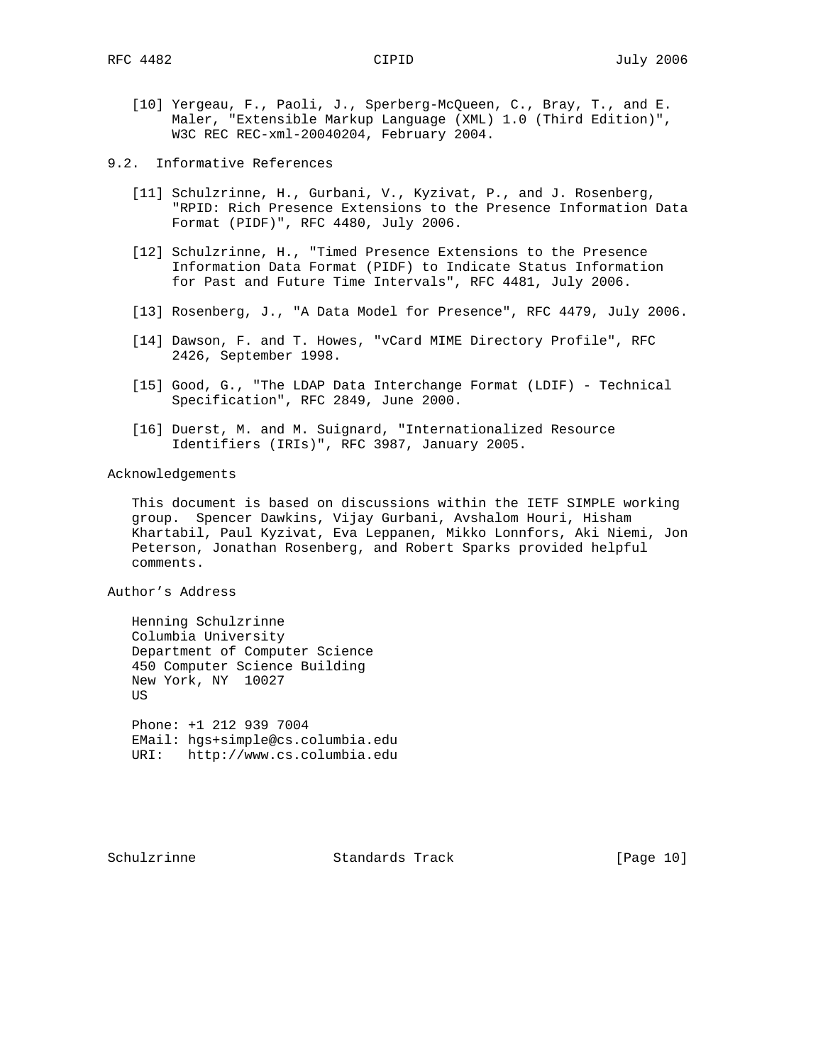[10] Yergeau, F., Paoli, J., Sperberg-McQueen, C., Bray, T., and E. Maler, "Extensible Markup Language (XML) 1.0 (Third Edition)", W3C REC REC-xml-20040204, February 2004.

## 9.2. Informative References

[11] Schulzrinne, H., Gurbani, V., Kyzivat, P., and J. Rosenberg, "RPID: Rich Presence Extensions to the Presence Information Data Format (PIDF)", RFC 4480, July 2006.

[12] Schulzrinne, H., "Timed Presence Extensions to the Presence Information Data Format (PIDF) to Indicate Status Information for Past and Future Time Intervals", RFC 4481, July 2006.

[13] Rosenberg, J., "A Data Model for Presence", RFC 4479, July 2006.

[14] Dawson, F. and T. Howes, "vCard MIME Directory Profile", RFC 2426, September 1998.

[15] Good, G., "The LDAP Data Interchange Format (LDIF) - Technical Specification", RFC 2849, June 2000.

[16] Duerst, M. and M. Suignard, "Internationalized Resource Identifiers (IRIs)", RFC 3987, January 2005.

## Acknowledgements

This document is based on discussions within the IETF SIMPLE working group. Spencer Dawkins, Vijay Gurbani, Avshalom Houri, Hisham Khartabil, Paul Kyzivat, Eva Leppanen, Mikko Lonnfors, Aki Niemi, Jon Peterson, Jonathan Rosenberg, and Robert Sparks provided helpful comments.

## Author's Address

Henning Schulzrinne
Columbia University
Department of Computer Science
450 Computer Science Building
New York, NY 10027
US

Phone: +1 212 939 7004
EMail: hgs+simple@cs.columbia.edu
URI: http://www.cs.columbia.edu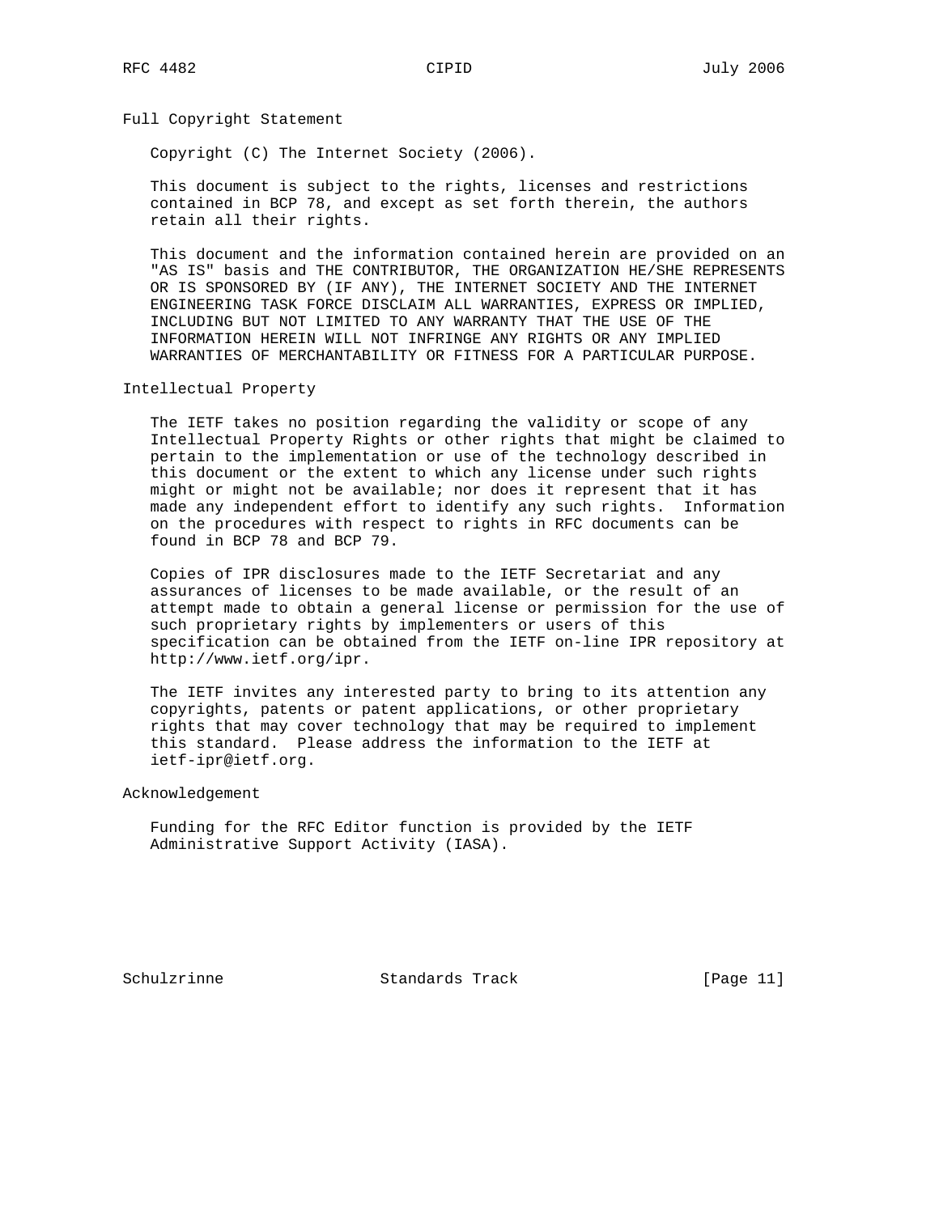## Full Copyright Statement

Copyright (C) The Internet Society (2006).

This document is subject to the rights, licenses and restrictions contained in BCP 78, and except as set forth therein, the authors retain all their rights.

This document and the information contained herein are provided on an "AS IS" basis and THE CONTRIBUTOR, THE ORGANIZATION HE/SHE REPRESENTS OR IS SPONSORED BY (IF ANY), THE INTERNET SOCIETY AND THE INTERNET ENGINEERING TASK FORCE DISCLAIM ALL WARRANTIES, EXPRESS OR IMPLIED, INCLUDING BUT NOT LIMITED TO ANY WARRANTY THAT THE USE OF THE INFORMATION HEREIN WILL NOT INFRINGE ANY RIGHTS OR ANY IMPLIED WARRANTIES OF MERCHANTABILITY OR FITNESS FOR A PARTICULAR PURPOSE.

## Intellectual Property

The IETF takes no position regarding the validity or scope of any Intellectual Property Rights or other rights that might be claimed to pertain to the implementation or use of the technology described in this document or the extent to which any license under such rights might or might not be available; nor does it represent that it has made any independent effort to identify any such rights. Information on the procedures with respect to rights in RFC documents can be found in BCP 78 and BCP 79.

Copies of IPR disclosures made to the IETF Secretariat and any assurances of licenses to be made available, or the result of an attempt made to obtain a general license or permission for the use of such proprietary rights by implementers or users of this specification can be obtained from the IETF on-line IPR repository at http://www.ietf.org/ipr.

The IETF invites any interested party to bring to its attention any copyrights, patents or patent applications, or other proprietary rights that may cover technology that may be required to implement this standard. Please address the information to the IETF at ietf-ipr@ietf.org.

## Acknowledgement

Funding for the RFC Editor function is provided by the IETF Administrative Support Activity (IASA).